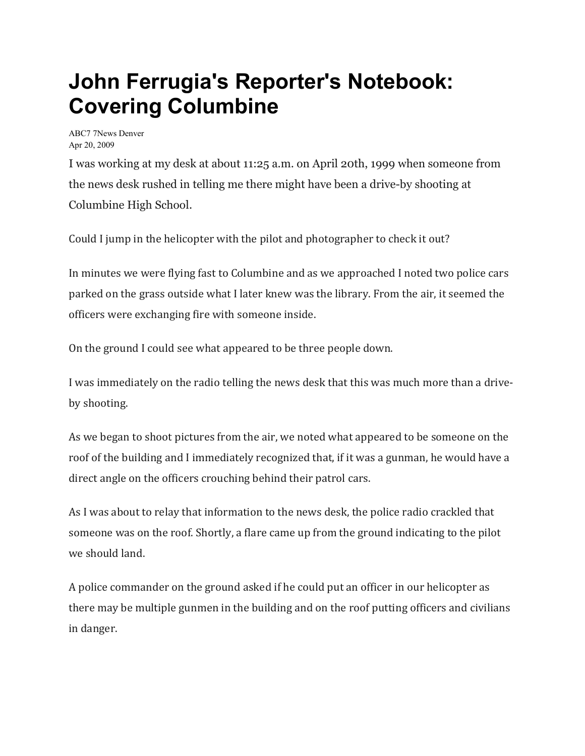# John Ferrugia's Reporter's Notebook: Covering Columbine

ABC7 7News Denver
Apr 20, 2009

I was working at my desk at about 11:25 a.m. on April 20th, 1999 when someone from the news desk rushed in telling me there might have been a drive-by shooting at Columbine High School.

Could I jump in the helicopter with the pilot and photographer to check it out?

In minutes we were flying fast to Columbine and as we approached I noted two police cars parked on the grass outside what I later knew was the library. From the air, it seemed the officers were exchanging fire with someone inside.

On the ground I could see what appeared to be three people down.

I was immediately on the radio telling the news desk that this was much more than a drive-by shooting.

As we began to shoot pictures from the air, we noted what appeared to be someone on the roof of the building and I immediately recognized that, if it was a gunman, he would have a direct angle on the officers crouching behind their patrol cars.

As I was about to relay that information to the news desk, the police radio crackled that someone was on the roof. Shortly, a flare came up from the ground indicating to the pilot we should land.

A police commander on the ground asked if he could put an officer in our helicopter as there may be multiple gunmen in the building and on the roof putting officers and civilians in danger.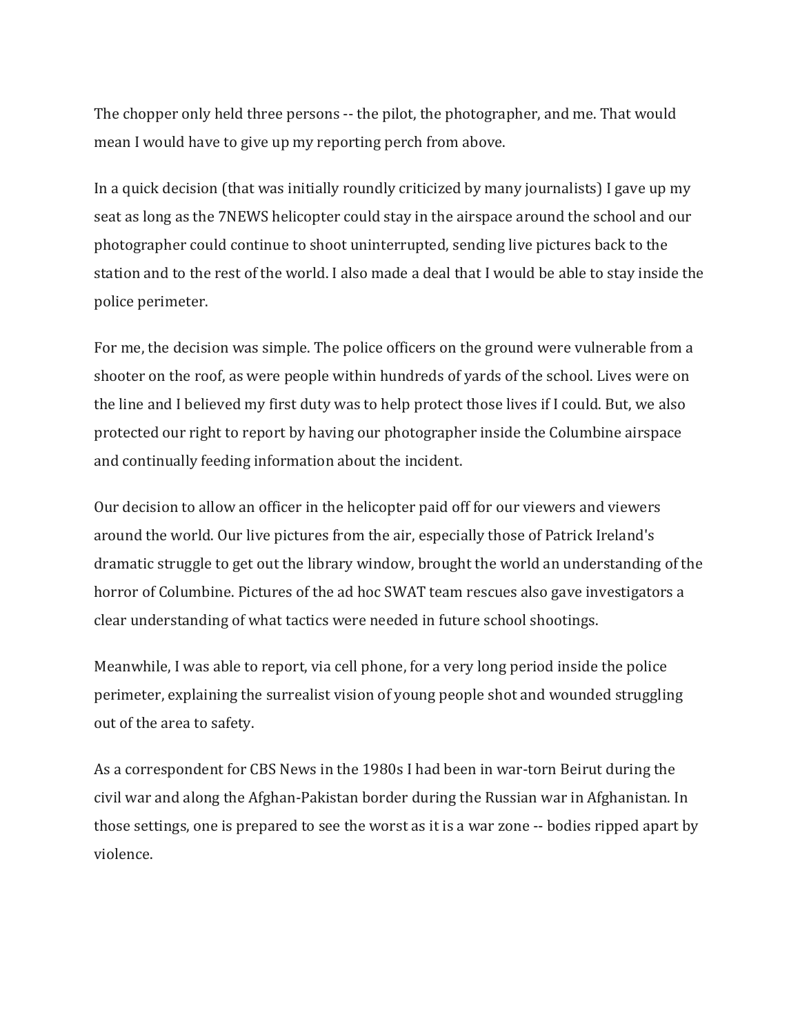The chopper only held three persons -- the pilot, the photographer, and me. That would mean I would have to give up my reporting perch from above.

In a quick decision (that was initially roundly criticized by many journalists) I gave up my seat as long as the 7NEWS helicopter could stay in the airspace around the school and our photographer could continue to shoot uninterrupted, sending live pictures back to the station and to the rest of the world. I also made a deal that I would be able to stay inside the police perimeter.

For me, the decision was simple. The police officers on the ground were vulnerable from a shooter on the roof, as were people within hundreds of yards of the school. Lives were on the line and I believed my first duty was to help protect those lives if I could. But, we also protected our right to report by having our photographer inside the Columbine airspace and continually feeding information about the incident.

Our decision to allow an officer in the helicopter paid off for our viewers and viewers around the world. Our live pictures from the air, especially those of Patrick Ireland's dramatic struggle to get out the library window, brought the world an understanding of the horror of Columbine. Pictures of the ad hoc SWAT team rescues also gave investigators a clear understanding of what tactics were needed in future school shootings.

Meanwhile, I was able to report, via cell phone, for a very long period inside the police perimeter, explaining the surrealist vision of young people shot and wounded struggling out of the area to safety.

As a correspondent for CBS News in the 1980s I had been in war-torn Beirut during the civil war and along the Afghan-Pakistan border during the Russian war in Afghanistan. In those settings, one is prepared to see the worst as it is a war zone -- bodies ripped apart by violence.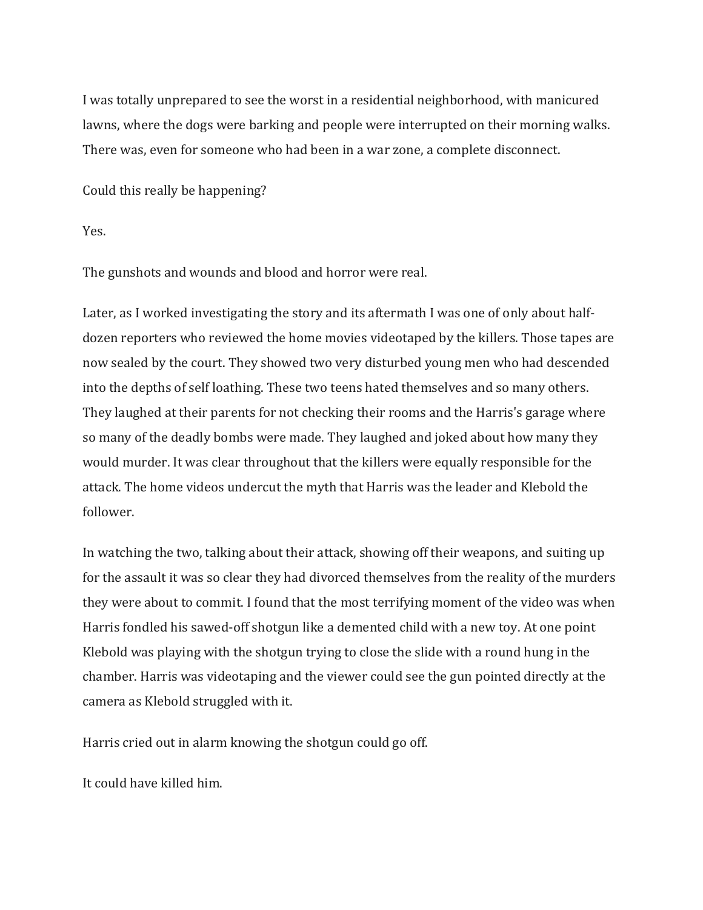I was totally unprepared to see the worst in a residential neighborhood, with manicured lawns, where the dogs were barking and people were interrupted on their morning walks. There was, even for someone who had been in a war zone, a complete disconnect.

Could this really be happening?

Yes.

The gunshots and wounds and blood and horror were real.

Later, as I worked investigating the story and its aftermath I was one of only about half-dozen reporters who reviewed the home movies videotaped by the killers. Those tapes are now sealed by the court. They showed two very disturbed young men who had descended into the depths of self loathing. These two teens hated themselves and so many others. They laughed at their parents for not checking their rooms and the Harris's garage where so many of the deadly bombs were made. They laughed and joked about how many they would murder. It was clear throughout that the killers were equally responsible for the attack. The home videos undercut the myth that Harris was the leader and Klebold the follower.

In watching the two, talking about their attack, showing off their weapons, and suiting up for the assault it was so clear they had divorced themselves from the reality of the murders they were about to commit. I found that the most terrifying moment of the video was when Harris fondled his sawed-off shotgun like a demented child with a new toy. At one point Klebold was playing with the shotgun trying to close the slide with a round hung in the chamber. Harris was videotaping and the viewer could see the gun pointed directly at the camera as Klebold struggled with it.

Harris cried out in alarm knowing the shotgun could go off.

It could have killed him.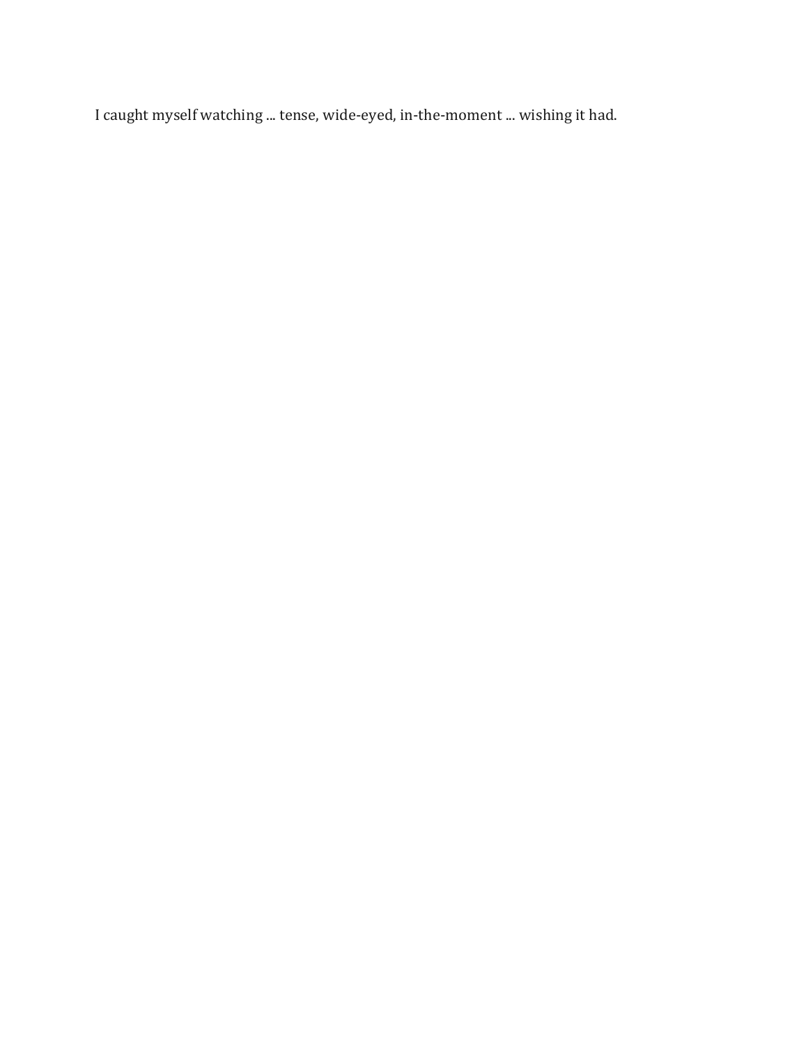I caught myself watching ... tense, wide-eyed, in-the-moment ... wishing it had.